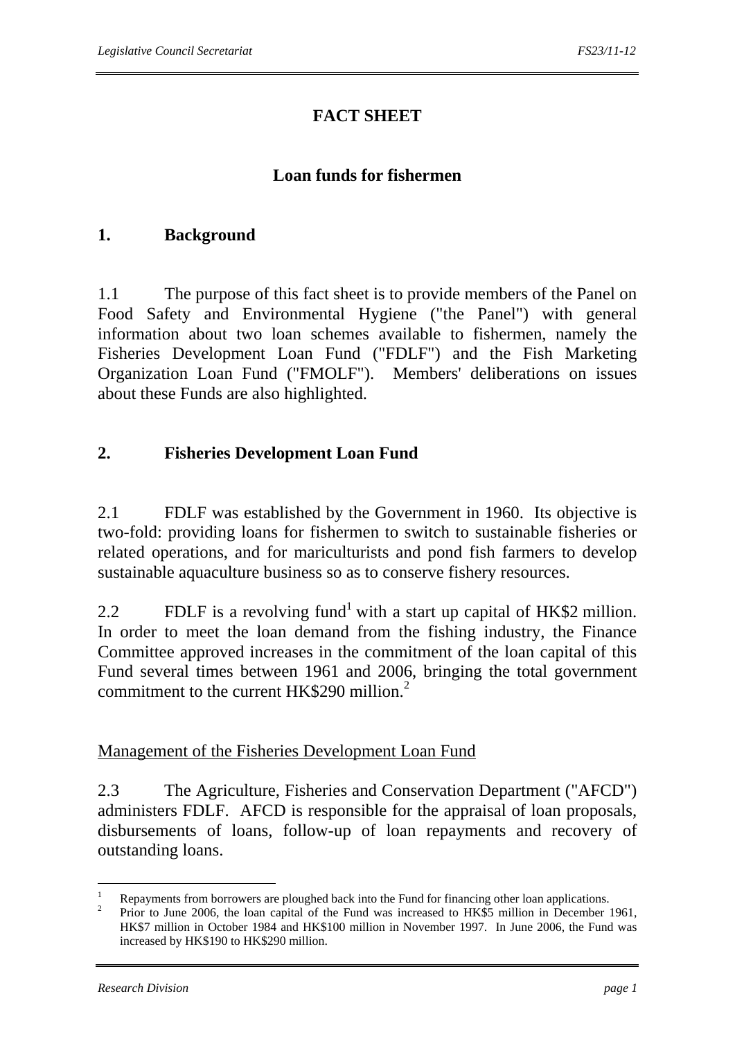# FACT SHEET

## Loan funds for fishermen

### 1. Background

1.1 The purpose of this fact sheet is to provide members of the Panel on Food Safety and Environmental Hygiene ("the Panel") with general information about two loan schemes available to fishermen, namely the Fisheries Development Loan Fund ("FDLF") and the Fish Marketing Organization Loan Fund ("FMOLF"). Members' deliberations on issues about these Funds are also highlighted.

### 2. Fisheries Development Loan Fund

2.1 FDLF was established by the Government in 1960. Its objective is two-fold: providing loans for fishermen to switch to sustainable fisheries or related operations, and for mariculturists and pond fish farmers to develop sustainable aquaculture business so as to conserve fishery resources.

2.2 FDLF is a revolving fund[1] with a start up capital of HK$2 million. In order to meet the loan demand from the fishing industry, the Finance Committee approved increases in the commitment of the loan capital of this Fund several times between 1961 and 2006, bringing the total government commitment to the current HK$290 million.[2]

Management of the Fisheries Development Loan Fund

2.3 The Agriculture, Fisheries and Conservation Department ("AFCD") administers FDLF. AFCD is responsible for the appraisal of loan proposals, disbursements of loans, follow-up of loan repayments and recovery of outstanding loans.

---

[1] Repayments from borrowers are ploughed back into the Fund for financing other loan applications.

[2] Prior to June 2006, the loan capital of the Fund was increased to HK$5 million in December 1961, HK$7 million in October 1984 and HK$100 million in November 1997. In June 2006, the Fund was increased by HK$190 to HK$290 million.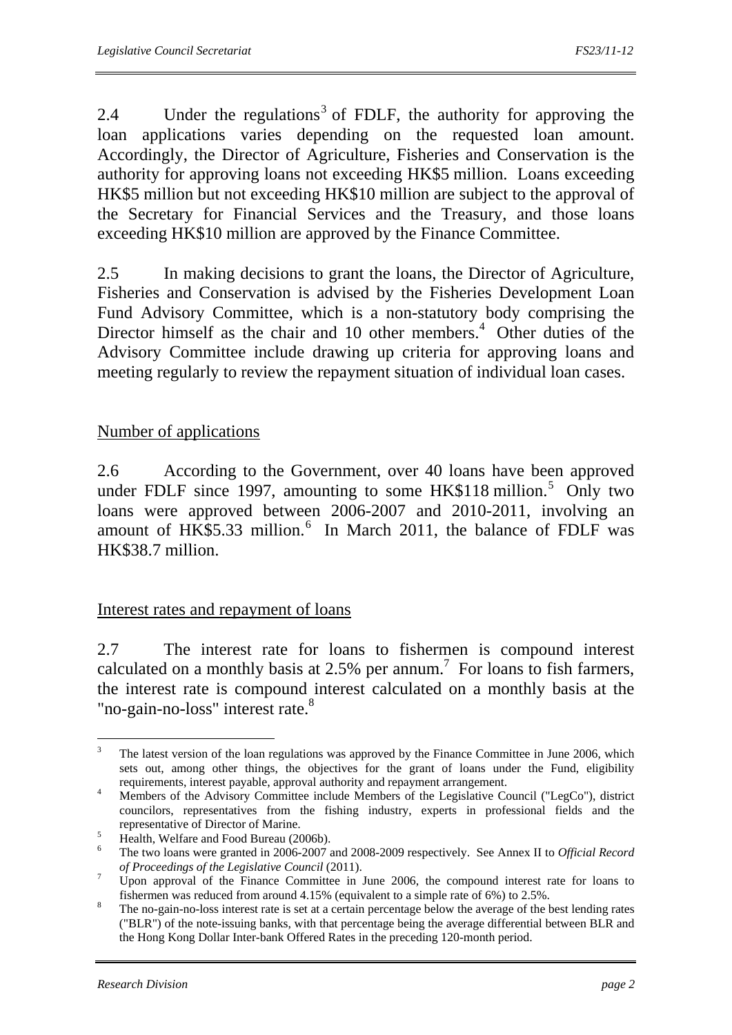2.4 Under the regulations[3] of FDLF, the authority for approving the loan applications varies depending on the requested loan amount. Accordingly, the Director of Agriculture, Fisheries and Conservation is the authority for approving loans not exceeding HK$5 million. Loans exceeding HK$5 million but not exceeding HK$10 million are subject to the approval of the Secretary for Financial Services and the Treasury, and those loans exceeding HK$10 million are approved by the Finance Committee.

2.5 In making decisions to grant the loans, the Director of Agriculture, Fisheries and Conservation is advised by the Fisheries Development Loan Fund Advisory Committee, which is a non-statutory body comprising the Director himself as the chair and 10 other members.[4] Other duties of the Advisory Committee include drawing up criteria for approving loans and meeting regularly to review the repayment situation of individual loan cases.

## Number of applications

2.6 According to the Government, over 40 loans have been approved under FDLF since 1997, amounting to some HK$118 million.[5] Only two loans were approved between 2006-2007 and 2010-2011, involving an amount of HK$5.33 million.[6] In March 2011, the balance of FDLF was HK$38.7 million.

## Interest rates and repayment of loans

2.7 The interest rate for loans to fishermen is compound interest calculated on a monthly basis at 2.5% per annum.[7] For loans to fish farmers, the interest rate is compound interest calculated on a monthly basis at the "no-gain-no-loss" interest rate.[8]

---

[3] The latest version of the loan regulations was approved by the Finance Committee in June 2006, which sets out, among other things, the objectives for the grant of loans under the Fund, eligibility requirements, interest payable, approval authority and repayment arrangement.

[4] Members of the Advisory Committee include Members of the Legislative Council ("LegCo"), district councilors, representatives from the fishing industry, experts in professional fields and the representative of Director of Marine.

[5] Health, Welfare and Food Bureau (2006b).

[6] The two loans were granted in 2006-2007 and 2008-2009 respectively. See Annex II to *Official Record of Proceedings of the Legislative Council* (2011).

[7] Upon approval of the Finance Committee in June 2006, the compound interest rate for loans to fishermen was reduced from around 4.15% (equivalent to a simple rate of 6%) to 2.5%.

[8] The no-gain-no-loss interest rate is set at a certain percentage below the average of the best lending rates ("BLR") of the note-issuing banks, with that percentage being the average differential between BLR and the Hong Kong Dollar Inter-bank Offered Rates in the preceding 120-month period.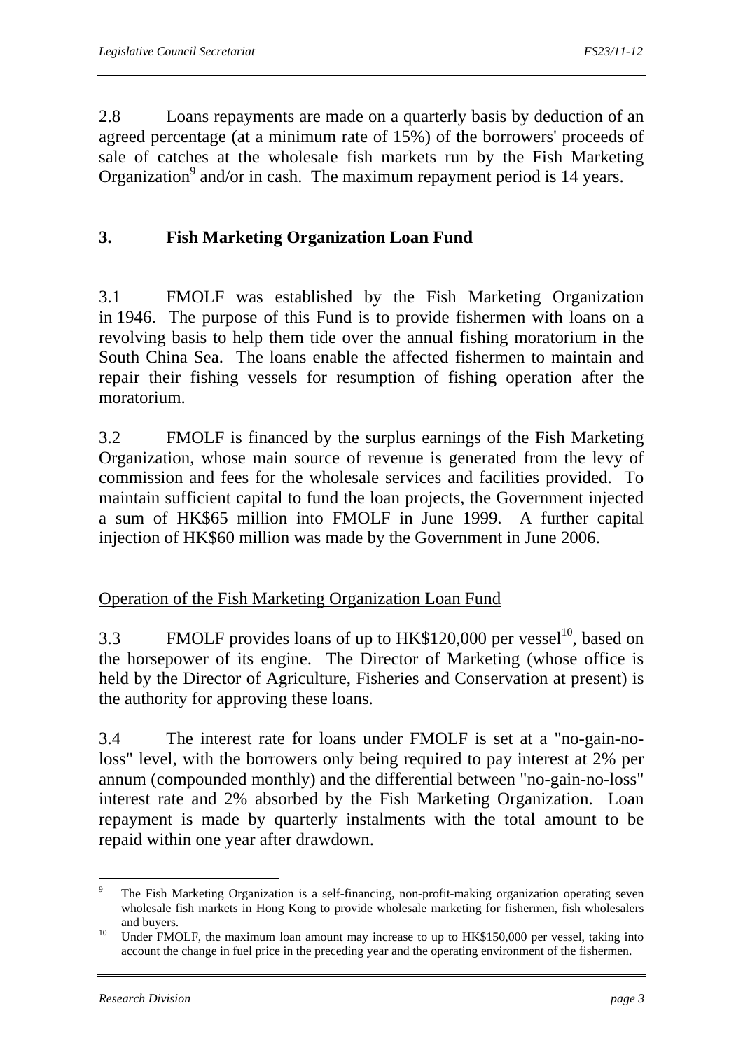2.8 Loans repayments are made on a quarterly basis by deduction of an agreed percentage (at a minimum rate of 15%) of the borrowers' proceeds of sale of catches at the wholesale fish markets run by the Fish Marketing Organization[9] and/or in cash. The maximum repayment period is 14 years.

## 3. Fish Marketing Organization Loan Fund

3.1 FMOLF was established by the Fish Marketing Organization in 1946. The purpose of this Fund is to provide fishermen with loans on a revolving basis to help them tide over the annual fishing moratorium in the South China Sea. The loans enable the affected fishermen to maintain and repair their fishing vessels for resumption of fishing operation after the moratorium.

3.2 FMOLF is financed by the surplus earnings of the Fish Marketing Organization, whose main source of revenue is generated from the levy of commission and fees for the wholesale services and facilities provided. To maintain sufficient capital to fund the loan projects, the Government injected a sum of HK$65 million into FMOLF in June 1999. A further capital injection of HK$60 million was made by the Government in June 2006.

### Operation of the Fish Marketing Organization Loan Fund

3.3 FMOLF provides loans of up to HK$120,000 per vessel[10], based on the horsepower of its engine. The Director of Marketing (whose office is held by the Director of Agriculture, Fisheries and Conservation at present) is the authority for approving these loans.

3.4 The interest rate for loans under FMOLF is set at a "no-gain-no-loss" level, with the borrowers only being required to pay interest at 2% per annum (compounded monthly) and the differential between "no-gain-no-loss" interest rate and 2% absorbed by the Fish Marketing Organization. Loan repayment is made by quarterly instalments with the total amount to be repaid within one year after drawdown.

---

[9] The Fish Marketing Organization is a self-financing, non-profit-making organization operating seven wholesale fish markets in Hong Kong to provide wholesale marketing for fishermen, fish wholesalers and buyers.

[10] Under FMOLF, the maximum loan amount may increase to up to HK$150,000 per vessel, taking into account the change in fuel price in the preceding year and the operating environment of the fishermen.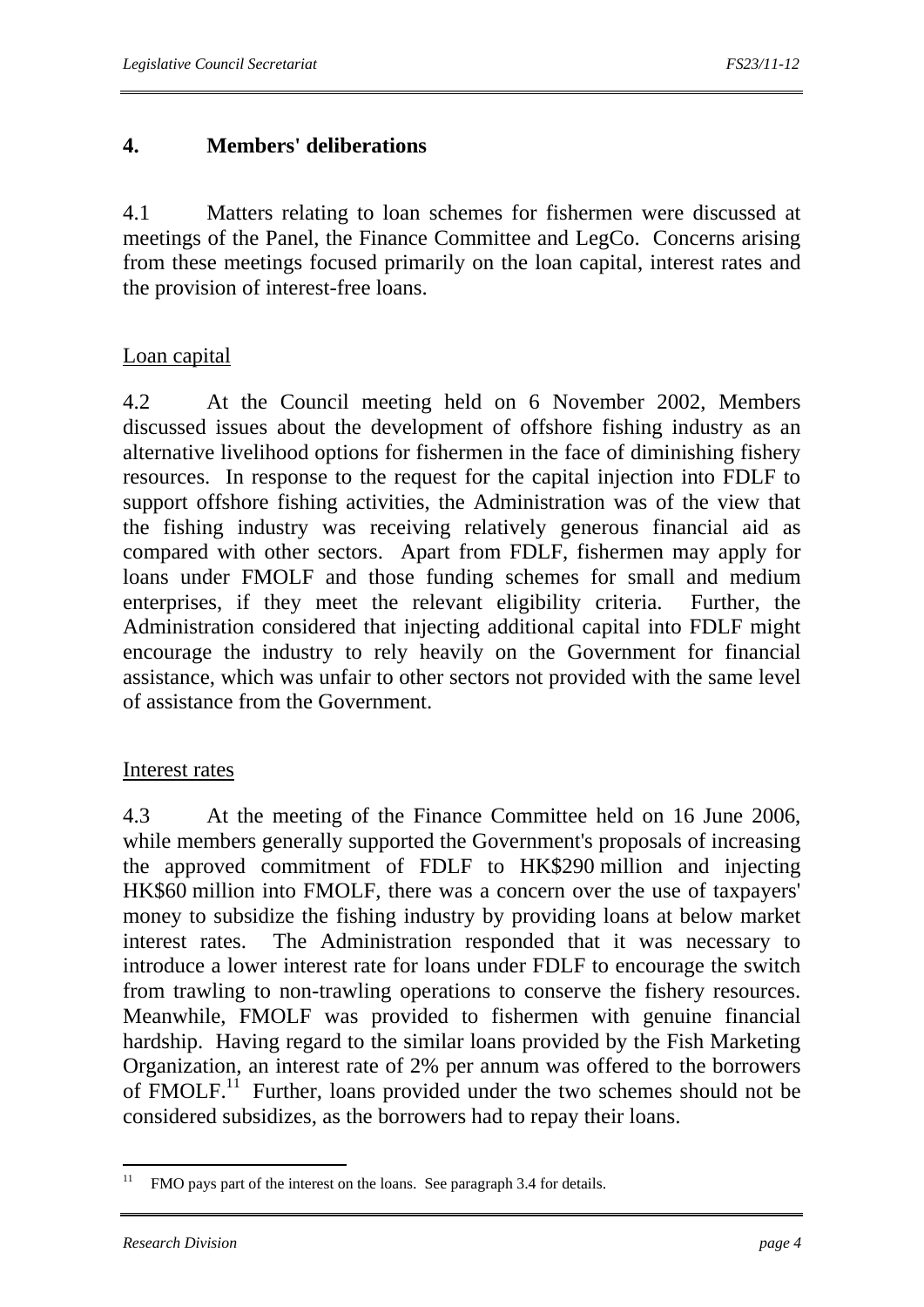## 4. Members' deliberations

4.1 Matters relating to loan schemes for fishermen were discussed at meetings of the Panel, the Finance Committee and LegCo. Concerns arising from these meetings focused primarily on the loan capital, interest rates and the provision of interest-free loans.

Loan capital

4.2 At the Council meeting held on 6 November 2002, Members discussed issues about the development of offshore fishing industry as an alternative livelihood options for fishermen in the face of diminishing fishery resources. In response to the request for the capital injection into FDLF to support offshore fishing activities, the Administration was of the view that the fishing industry was receiving relatively generous financial aid as compared with other sectors. Apart from FDLF, fishermen may apply for loans under FMOLF and those funding schemes for small and medium enterprises, if they meet the relevant eligibility criteria. Further, the Administration considered that injecting additional capital into FDLF might encourage the industry to rely heavily on the Government for financial assistance, which was unfair to other sectors not provided with the same level of assistance from the Government.

Interest rates

4.3 At the meeting of the Finance Committee held on 16 June 2006, while members generally supported the Government's proposals of increasing the approved commitment of FDLF to HK$290 million and injecting HK$60 million into FMOLF, there was a concern over the use of taxpayers' money to subsidize the fishing industry by providing loans at below market interest rates. The Administration responded that it was necessary to introduce a lower interest rate for loans under FDLF to encourage the switch from trawling to non-trawling operations to conserve the fishery resources. Meanwhile, FMOLF was provided to fishermen with genuine financial hardship. Having regard to the similar loans provided by the Fish Marketing Organization, an interest rate of 2% per annum was offered to the borrowers of FMOLF.[11] Further, loans provided under the two schemes should not be considered subsidizes, as the borrowers had to repay their loans.

---

[11] FMO pays part of the interest on the loans. See paragraph 3.4 for details.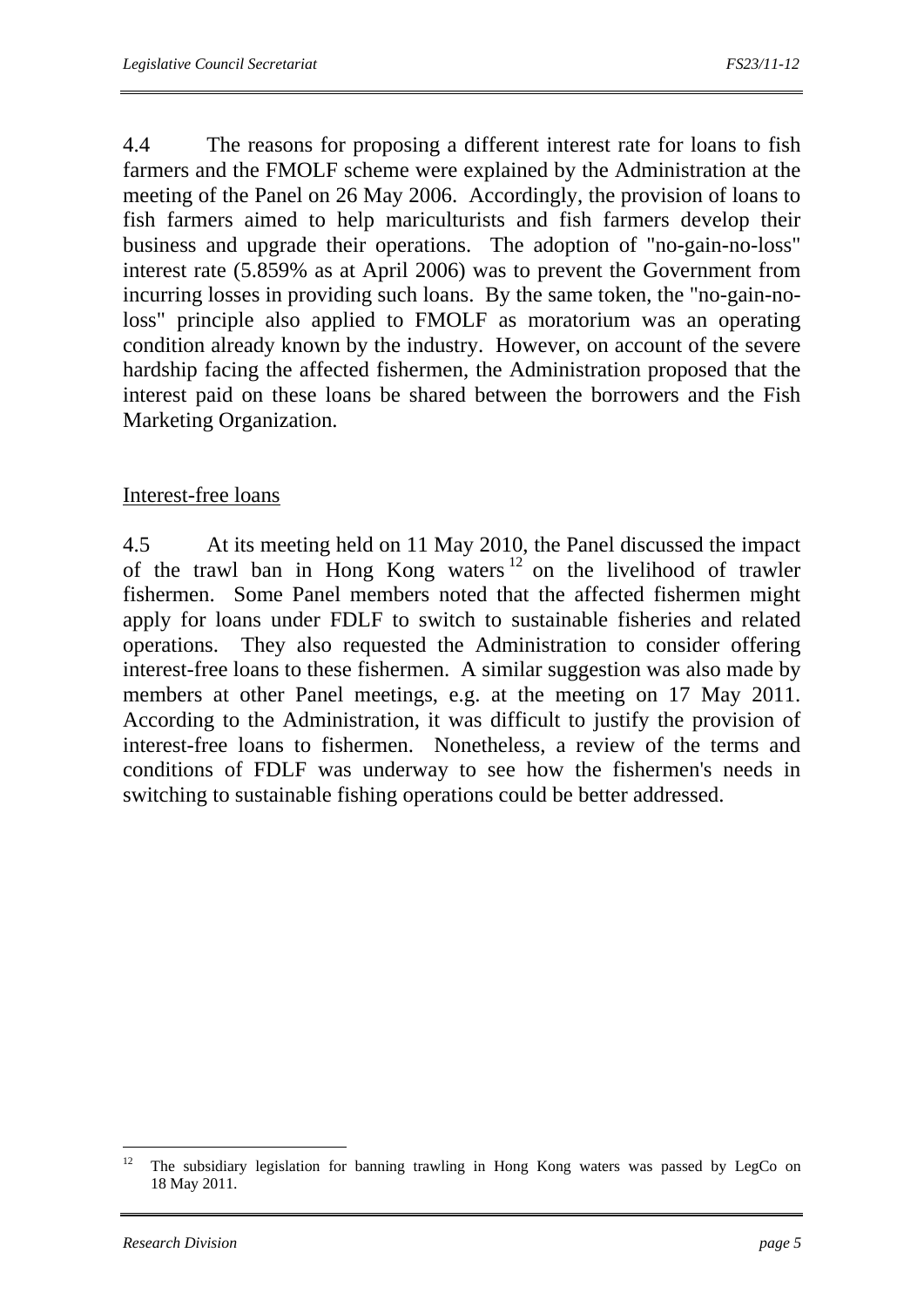4.4 The reasons for proposing a different interest rate for loans to fish farmers and the FMOLF scheme were explained by the Administration at the meeting of the Panel on 26 May 2006. Accordingly, the provision of loans to fish farmers aimed to help mariculturists and fish farmers develop their business and upgrade their operations. The adoption of "no-gain-no-loss" interest rate (5.859% as at April 2006) was to prevent the Government from incurring losses in providing such loans. By the same token, the "no-gain-no-loss" principle also applied to FMOLF as moratorium was an operating condition already known by the industry. However, on account of the severe hardship facing the affected fishermen, the Administration proposed that the interest paid on these loans be shared between the borrowers and the Fish Marketing Organization.

<u>Interest-free loans</u>

4.5 At its meeting held on 11 May 2010, the Panel discussed the impact of the trawl ban in Hong Kong waters[12] on the livelihood of trawler fishermen. Some Panel members noted that the affected fishermen might apply for loans under FDLF to switch to sustainable fisheries and related operations. They also requested the Administration to consider offering interest-free loans to these fishermen. A similar suggestion was also made by members at other Panel meetings, e.g. at the meeting on 17 May 2011. According to the Administration, it was difficult to justify the provision of interest-free loans to fishermen. Nonetheless, a review of the terms and conditions of FDLF was underway to see how the fishermen's needs in switching to sustainable fishing operations could be better addressed.

---

[12] The subsidiary legislation for banning trawling in Hong Kong waters was passed by LegCo on 18 May 2011.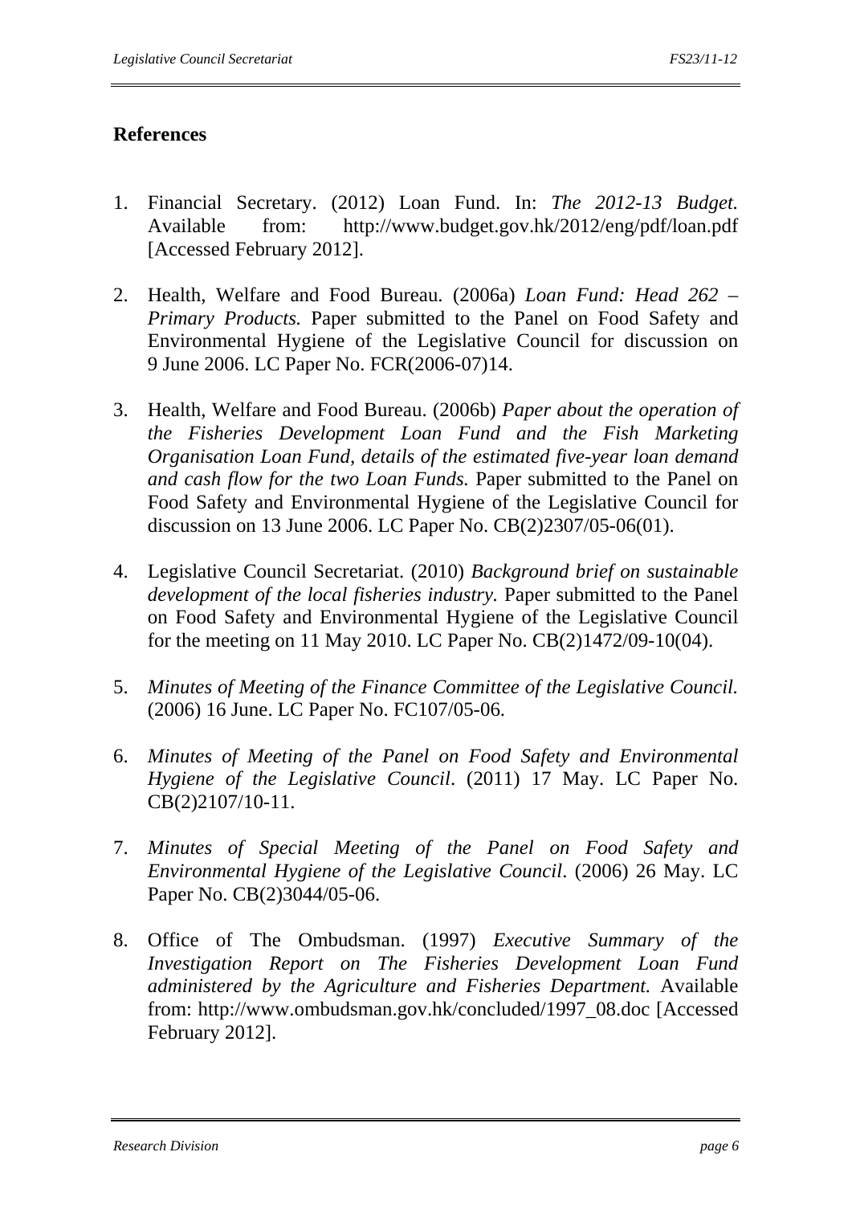## References

1. Financial Secretary. (2012) Loan Fund. In: *The 2012-13 Budget.* Available from: http://www.budget.gov.hk/2012/eng/pdf/loan.pdf [Accessed February 2012].

2. Health, Welfare and Food Bureau. (2006a) *Loan Fund: Head 262 – Primary Products.* Paper submitted to the Panel on Food Safety and Environmental Hygiene of the Legislative Council for discussion on 9 June 2006. LC Paper No. FCR(2006-07)14.

3. Health, Welfare and Food Bureau. (2006b) *Paper about the operation of the Fisheries Development Loan Fund and the Fish Marketing Organisation Loan Fund, details of the estimated five-year loan demand and cash flow for the two Loan Funds.* Paper submitted to the Panel on Food Safety and Environmental Hygiene of the Legislative Council for discussion on 13 June 2006. LC Paper No. CB(2)2307/05-06(01).

4. Legislative Council Secretariat. (2010) *Background brief on sustainable development of the local fisheries industry.* Paper submitted to the Panel on Food Safety and Environmental Hygiene of the Legislative Council for the meeting on 11 May 2010. LC Paper No. CB(2)1472/09-10(04).

5. *Minutes of Meeting of the Finance Committee of the Legislative Council.* (2006) 16 June. LC Paper No. FC107/05-06.

6. *Minutes of Meeting of the Panel on Food Safety and Environmental Hygiene of the Legislative Council*. (2011) 17 May. LC Paper No. CB(2)2107/10-11.

7. *Minutes of Special Meeting of the Panel on Food Safety and Environmental Hygiene of the Legislative Council*. (2006) 26 May. LC Paper No. CB(2)3044/05-06.

8. Office of The Ombudsman. (1997) *Executive Summary of the Investigation Report on The Fisheries Development Loan Fund administered by the Agriculture and Fisheries Department.* Available from: http://www.ombudsman.gov.hk/concluded/1997_08.doc [Accessed February 2012].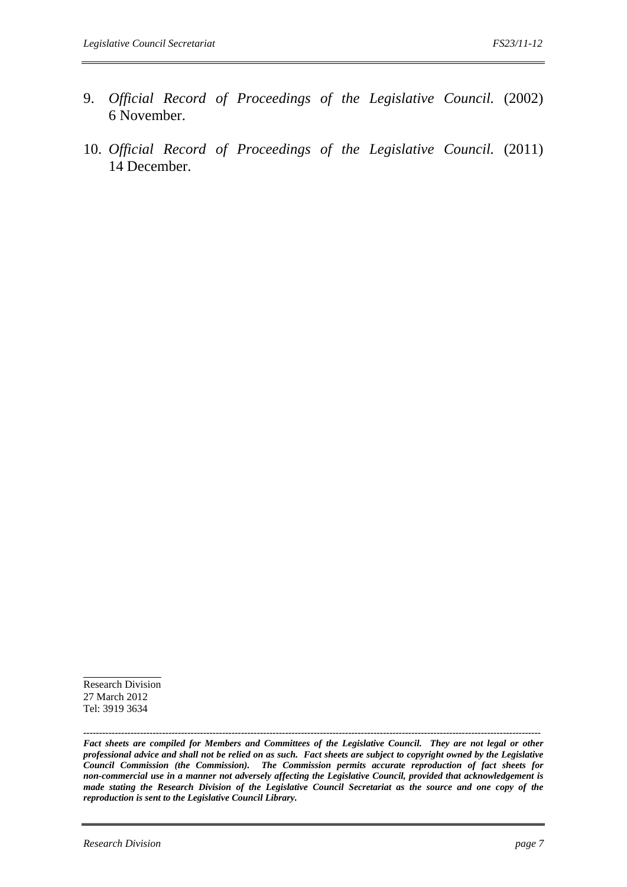9. *Official Record of Proceedings of the Legislative Council.* (2002) 6 November.

10. *Official Record of Proceedings of the Legislative Council.* (2011) 14 December.

Research Division
27 March 2012
Tel: 3919 3634

---

***Fact sheets are compiled for Members and Committees of the Legislative Council. They are not legal or other professional advice and shall not be relied on as such. Fact sheets are subject to copyright owned by the Legislative Council Commission (the Commission). The Commission permits accurate reproduction of fact sheets for non-commercial use in a manner not adversely affecting the Legislative Council, provided that acknowledgement is made stating the Research Division of the Legislative Council Secretariat as the source and one copy of the reproduction is sent to the Legislative Council Library.***